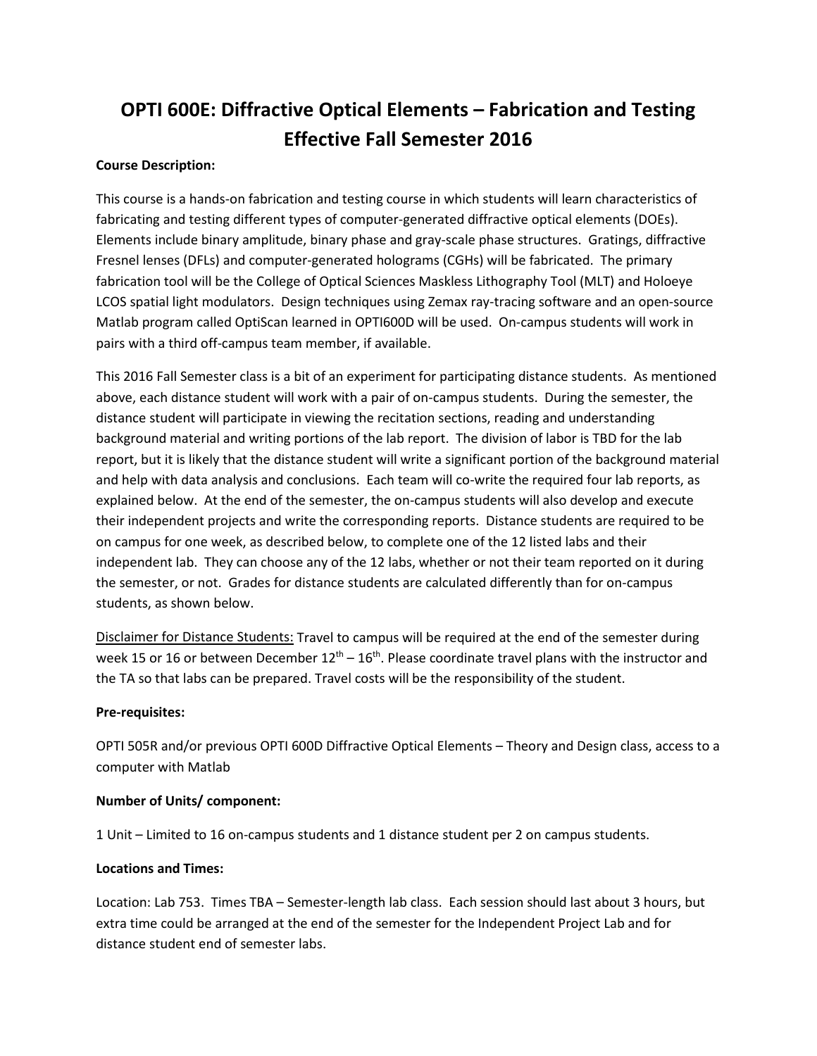# OPTI 600E: Diffractive Optical Elements – Fabrication and Testing Effective Fall Semester 2016

**Course Description:**

This course is a hands-on fabrication and testing course in which students will learn characteristics of fabricating and testing different types of computer-generated diffractive optical elements (DOEs). Elements include binary amplitude, binary phase and gray-scale phase structures. Gratings, diffractive Fresnel lenses (DFLs) and computer-generated holograms (CGHs) will be fabricated. The primary fabrication tool will be the College of Optical Sciences Maskless Lithography Tool (MLT) and Holoeye LCOS spatial light modulators. Design techniques using Zemax ray-tracing software and an open-source Matlab program called OptiScan learned in OPTI600D will be used. On-campus students will work in pairs with a third off-campus team member, if available.

This 2016 Fall Semester class is a bit of an experiment for participating distance students. As mentioned above, each distance student will work with a pair of on-campus students. During the semester, the distance student will participate in viewing the recitation sections, reading and understanding background material and writing portions of the lab report. The division of labor is TBD for the lab report, but it is likely that the distance student will write a significant portion of the background material and help with data analysis and conclusions. Each team will co-write the required four lab reports, as explained below. At the end of the semester, the on-campus students will also develop and execute their independent projects and write the corresponding reports. Distance students are required to be on campus for one week, as described below, to complete one of the 12 listed labs and their independent lab. They can choose any of the 12 labs, whether or not their team reported on it during the semester, or not. Grades for distance students are calculated differently than for on-campus students, as shown below.

<u>Disclaimer for Distance Students:</u> Travel to campus will be required at the end of the semester during week 15 or 16 or between December 12th – 16th. Please coordinate travel plans with the instructor and the TA so that labs can be prepared. Travel costs will be the responsibility of the student.

**Pre-requisites:**

OPTI 505R and/or previous OPTI 600D Diffractive Optical Elements – Theory and Design class, access to a computer with Matlab

**Number of Units/ component:**

1 Unit – Limited to 16 on-campus students and 1 distance student per 2 on campus students.

**Locations and Times:**

Location: Lab 753. Times TBA – Semester-length lab class. Each session should last about 3 hours, but extra time could be arranged at the end of the semester for the Independent Project Lab and for distance student end of semester labs.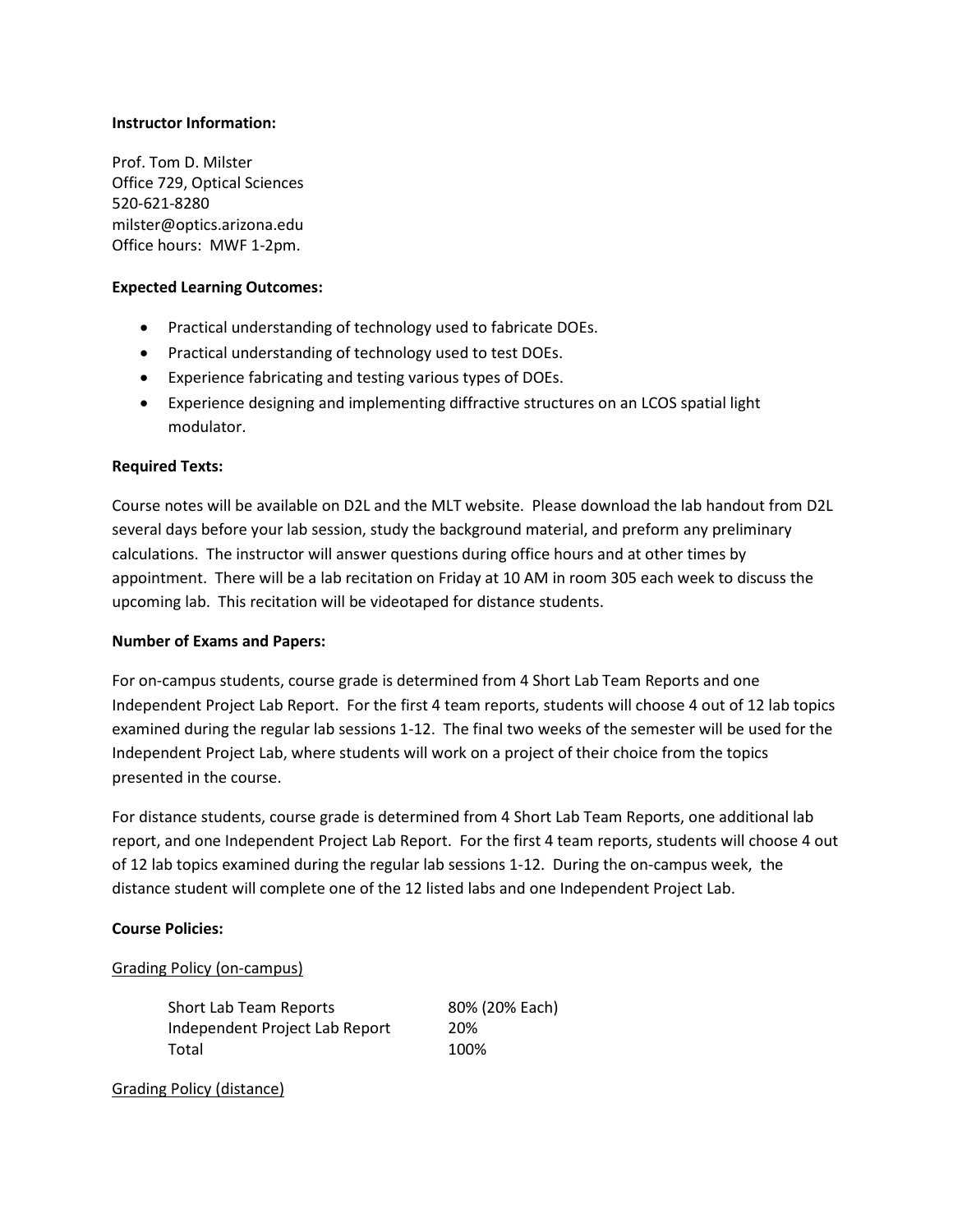**Instructor Information:**

Prof. Tom D. Milster
Office 729, Optical Sciences
520-621-8280
milster@optics.arizona.edu
Office hours: MWF 1-2pm.

**Expected Learning Outcomes:**

- Practical understanding of technology used to fabricate DOEs.
- Practical understanding of technology used to test DOEs.
- Experience fabricating and testing various types of DOEs.
- Experience designing and implementing diffractive structures on an LCOS spatial light modulator.

**Required Texts:**

Course notes will be available on D2L and the MLT website. Please download the lab handout from D2L several days before your lab session, study the background material, and preform any preliminary calculations. The instructor will answer questions during office hours and at other times by appointment. There will be a lab recitation on Friday at 10 AM in room 305 each week to discuss the upcoming lab. This recitation will be videotaped for distance students.

**Number of Exams and Papers:**

For on-campus students, course grade is determined from 4 Short Lab Team Reports and one Independent Project Lab Report. For the first 4 team reports, students will choose 4 out of 12 lab topics examined during the regular lab sessions 1-12. The final two weeks of the semester will be used for the Independent Project Lab, where students will work on a project of their choice from the topics presented in the course.

For distance students, course grade is determined from 4 Short Lab Team Reports, one additional lab report, and one Independent Project Lab Report. For the first 4 team reports, students will choose 4 out of 12 lab topics examined during the regular lab sessions 1-12. During the on-campus week, the distance student will complete one of the 12 listed labs and one Independent Project Lab.

**Course Policies:**

Grading Policy (on-campus)

| | |
|---|---|
| Short Lab Team Reports | 80% (20% Each) |
| Independent Project Lab Report | 20% |
| Total | 100% |

Grading Policy (distance)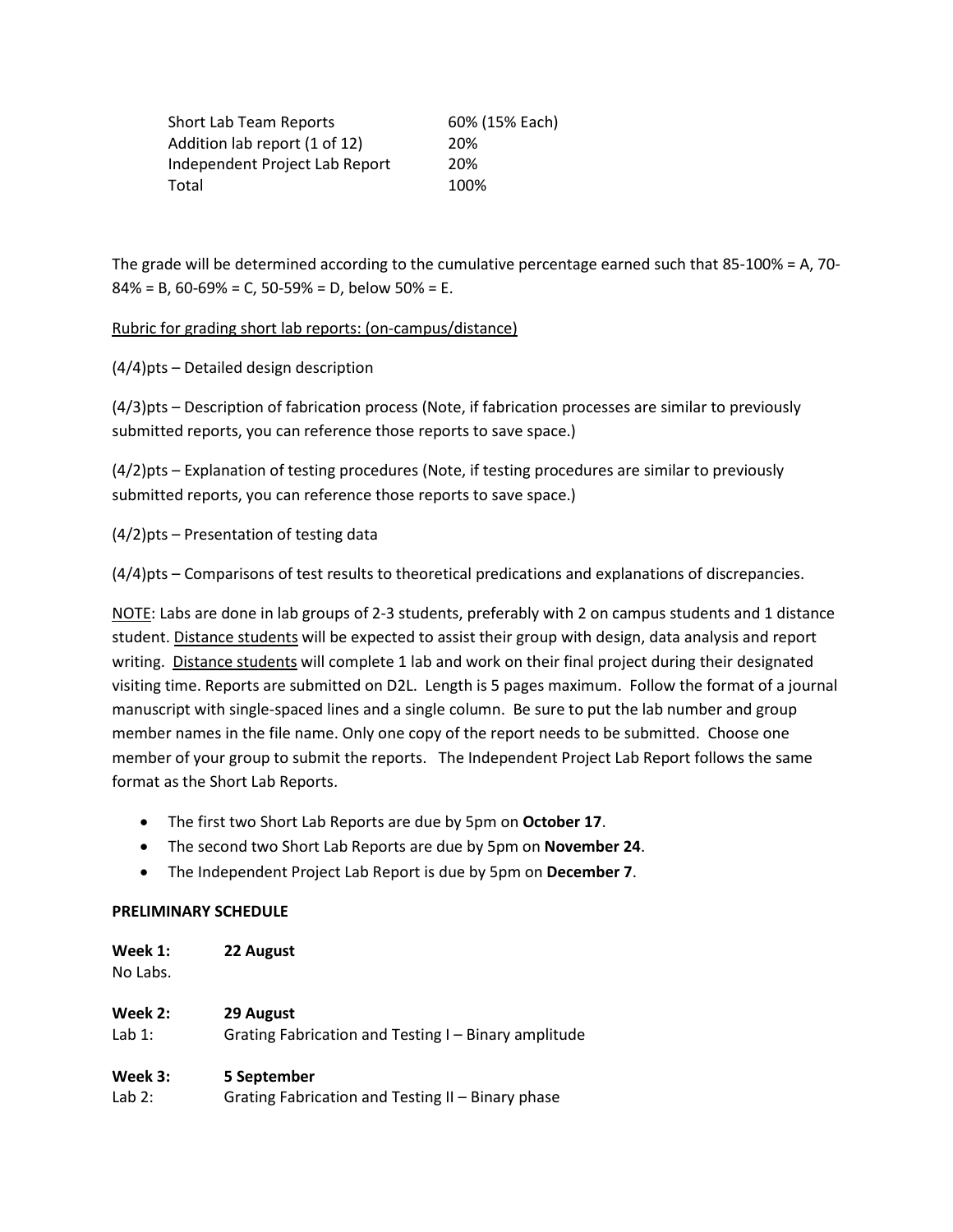| | |
|---|---|
| Short Lab Team Reports | 60% (15% Each) |
| Addition lab report (1 of 12) | 20% |
| Independent Project Lab Report | 20% |
| Total | 100% |

The grade will be determined according to the cumulative percentage earned such that 85-100% = A, 70-84% = B, 60-69% = C, 50-59% = D, below 50% = E.

<u>Rubric for grading short lab reports: (on-campus/distance)</u>

(4/4)pts – Detailed design description

(4/3)pts – Description of fabrication process (Note, if fabrication processes are similar to previously submitted reports, you can reference those reports to save space.)

(4/2)pts – Explanation of testing procedures (Note, if testing procedures are similar to previously submitted reports, you can reference those reports to save space.)

(4/2)pts – Presentation of testing data

(4/4)pts – Comparisons of test results to theoretical predications and explanations of discrepancies.

<u>NOTE</u>: Labs are done in lab groups of 2-3 students, preferably with 2 on campus students and 1 distance student. <u>Distance students</u> will be expected to assist their group with design, data analysis and report writing. <u>Distance students</u> will complete 1 lab and work on their final project during their designated visiting time. Reports are submitted on D2L. Length is 5 pages maximum. Follow the format of a journal manuscript with single-spaced lines and a single column. Be sure to put the lab number and group member names in the file name. Only one copy of the report needs to be submitted. Choose one member of your group to submit the reports. The Independent Project Lab Report follows the same format as the Short Lab Reports.

- The first two Short Lab Reports are due by 5pm on **October 17**.
- The second two Short Lab Reports are due by 5pm on **November 24**.
- The Independent Project Lab Report is due by 5pm on **December 7**.

**PRELIMINARY SCHEDULE**

**Week 1:** **22 August**
No Labs.

**Week 2:** **29 August**
Lab 1: Grating Fabrication and Testing I – Binary amplitude

**Week 3:** **5 September**
Lab 2: Grating Fabrication and Testing II – Binary phase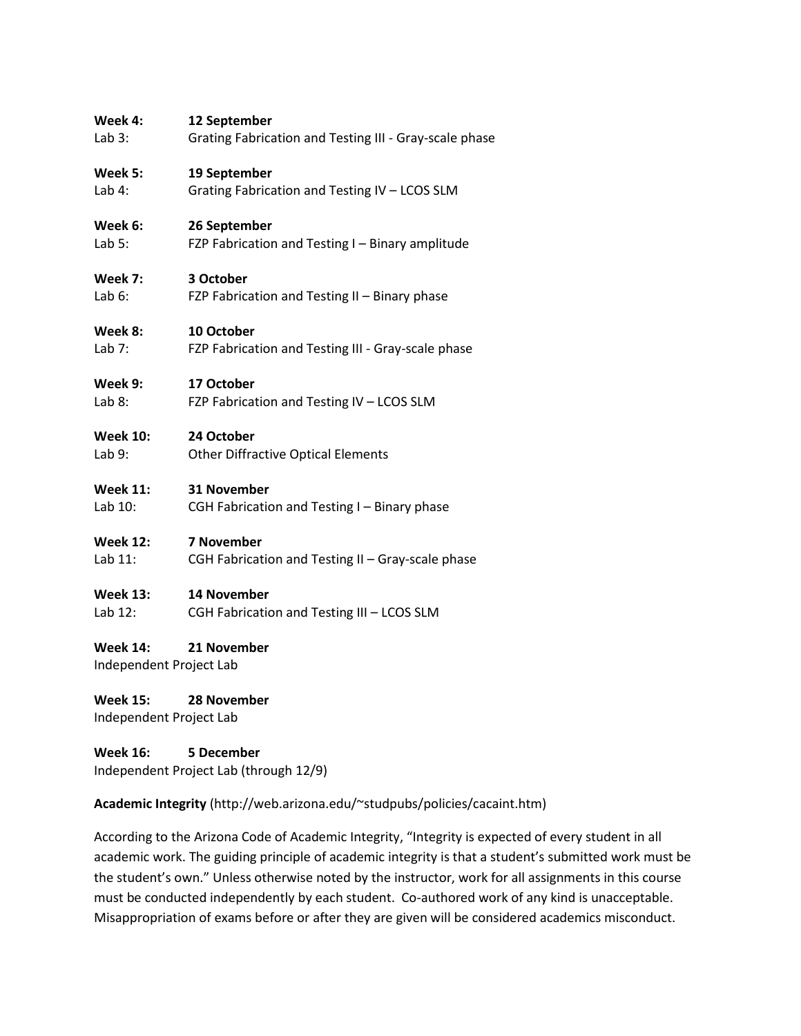**Week 4:** **12 September**
Lab 3: Grating Fabrication and Testing III - Gray-scale phase

**Week 5:** **19 September**
Lab 4: Grating Fabrication and Testing IV – LCOS SLM

**Week 6:** **26 September**
Lab 5: FZP Fabrication and Testing I – Binary amplitude

**Week 7:** **3 October**
Lab 6: FZP Fabrication and Testing II – Binary phase

**Week 8:** **10 October**
Lab 7: FZP Fabrication and Testing III - Gray-scale phase

**Week 9:** **17 October**
Lab 8: FZP Fabrication and Testing IV – LCOS SLM

**Week 10:** **24 October**
Lab 9: Other Diffractive Optical Elements

**Week 11:** **31 November**
Lab 10: CGH Fabrication and Testing I – Binary phase

**Week 12:** **7 November**
Lab 11: CGH Fabrication and Testing II – Gray-scale phase

**Week 13:** **14 November**
Lab 12: CGH Fabrication and Testing III – LCOS SLM

**Week 14:** **21 November**
Independent Project Lab

**Week 15:** **28 November**
Independent Project Lab

**Week 16:** **5 December**
Independent Project Lab (through 12/9)

**Academic Integrity** (http://web.arizona.edu/~studpubs/policies/cacaint.htm)

According to the Arizona Code of Academic Integrity, "Integrity is expected of every student in all academic work. The guiding principle of academic integrity is that a student's submitted work must be the student's own." Unless otherwise noted by the instructor, work for all assignments in this course must be conducted independently by each student. Co-authored work of any kind is unacceptable. Misappropriation of exams before or after they are given will be considered academics misconduct.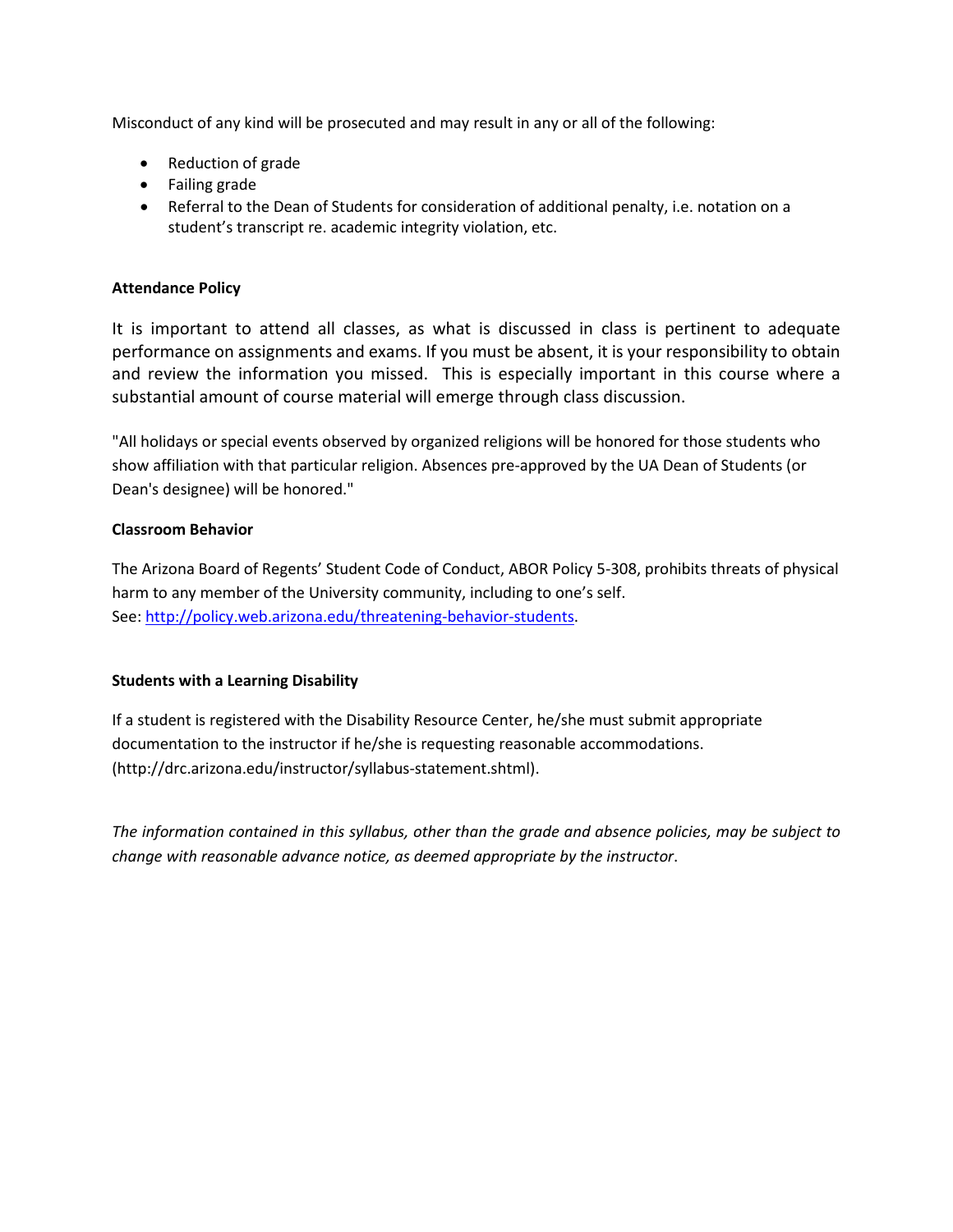Misconduct of any kind will be prosecuted and may result in any or all of the following:

- Reduction of grade
- Failing grade
- Referral to the Dean of Students for consideration of additional penalty, i.e. notation on a student's transcript re. academic integrity violation, etc.

**Attendance Policy**

It is important to attend all classes, as what is discussed in class is pertinent to adequate performance on assignments and exams. If you must be absent, it is your responsibility to obtain and review the information you missed. This is especially important in this course where a substantial amount of course material will emerge through class discussion.

"All holidays or special events observed by organized religions will be honored for those students who show affiliation with that particular religion. Absences pre-approved by the UA Dean of Students (or Dean's designee) will be honored."

**Classroom Behavior**

The Arizona Board of Regents' Student Code of Conduct, ABOR Policy 5-308, prohibits threats of physical harm to any member of the University community, including to one's self.
See: http://policy.web.arizona.edu/threatening-behavior-students.

**Students with a Learning Disability**

If a student is registered with the Disability Resource Center, he/she must submit appropriate documentation to the instructor if he/she is requesting reasonable accommodations. (http://drc.arizona.edu/instructor/syllabus-statement.shtml).

*The information contained in this syllabus, other than the grade and absence policies, may be subject to change with reasonable advance notice, as deemed appropriate by the instructor.*